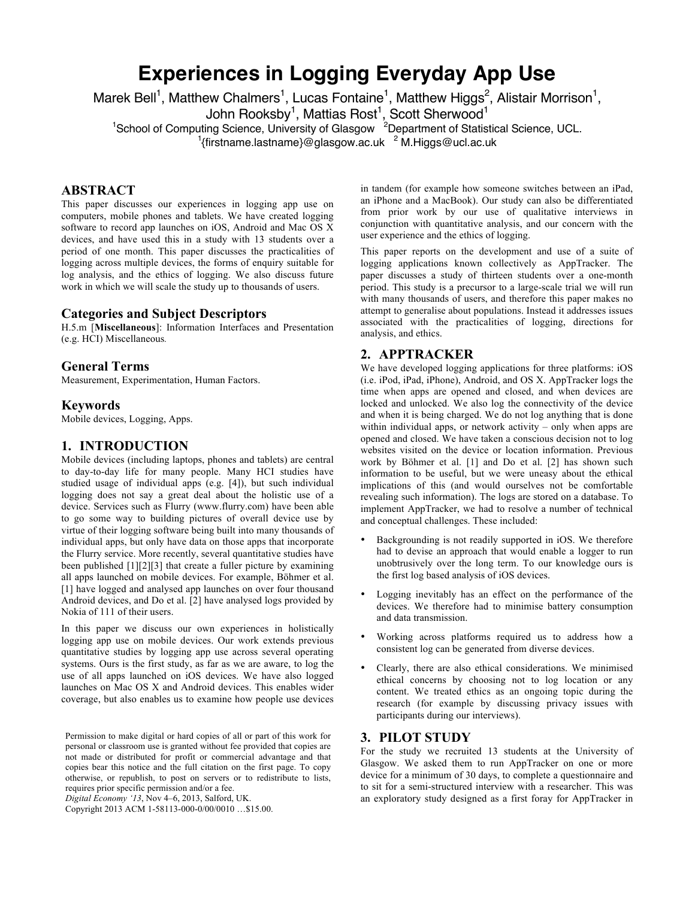# Experiences in Logging Everyday App Use

Marek Bell[1], Matthew Chalmers[1], Lucas Fontaine[1], Matthew Higgs[2], Alistair Morrison[1], John Rooksby[1], Mattias Rost[1], Scott Sherwood[1]

[1]School of Computing Science, University of Glasgow [2]Department of Statistical Science, UCL.

[1]{firstname.lastname}@glasgow.ac.uk [2] M.Higgs@ucl.ac.uk

## ABSTRACT

This paper discusses our experiences in logging app use on computers, mobile phones and tablets. We have created logging software to record app launches on iOS, Android and Mac OS X devices, and have used this in a study with 13 students over a period of one month. This paper discusses the practicalities of logging across multiple devices, the forms of enquiry suitable for log analysis, and the ethics of logging. We also discuss future work in which we will scale the study up to thousands of users.

## Categories and Subject Descriptors

H.5.m [**Miscellaneous**]: Information Interfaces and Presentation (e.g. HCI) Miscellaneous.

## General Terms

Measurement, Experimentation, Human Factors.

## Keywords

Mobile devices, Logging, Apps.

## 1. INTRODUCTION

Mobile devices (including laptops, phones and tablets) are central to day-to-day life for many people. Many HCI studies have studied usage of individual apps (e.g. [4]), but such individual logging does not say a great deal about the holistic use of a device. Services such as Flurry (www.flurry.com) have been able to go some way to building pictures of overall device use by virtue of their logging software being built into many thousands of individual apps, but only have data on those apps that incorporate the Flurry service. More recently, several quantitative studies have been published [1][2][3] that create a fuller picture by examining all apps launched on mobile devices. For example, Böhmer et al. [1] have logged and analysed app launches on over four thousand Android devices, and Do et al. [2] have analysed logs provided by Nokia of 111 of their users.

In this paper we discuss our own experiences in holistically logging app use on mobile devices. Our work extends previous quantitative studies by logging app use across several operating systems. Ours is the first study, as far as we are aware, to log the use of all apps launched on iOS devices. We have also logged launches on Mac OS X and Android devices. This enables wider coverage, but also enables us to examine how people use devices in tandem (for example how someone switches between an iPad, an iPhone and a MacBook). Our study can also be differentiated from prior work by our use of qualitative interviews in conjunction with quantitative analysis, and our concern with the user experience and the ethics of logging.

This paper reports on the development and use of a suite of logging applications known collectively as AppTracker. The paper discusses a study of thirteen students over a one-month period. This study is a precursor to a large-scale trial we will run with many thousands of users, and therefore this paper makes no attempt to generalise about populations. Instead it addresses issues associated with the practicalities of logging, directions for analysis, and ethics.

## 2. APPTRACKER

We have developed logging applications for three platforms: iOS (i.e. iPod, iPad, iPhone), Android, and OS X. AppTracker logs the time when apps are opened and closed, and when devices are locked and unlocked. We also log the connectivity of the device and when it is being charged. We do not log anything that is done within individual apps, or network activity – only when apps are opened and closed. We have taken a conscious decision not to log websites visited on the device or location information. Previous work by Böhmer et al. [1] and Do et al. [2] has shown such information to be useful, but we were uneasy about the ethical implications of this (and would ourselves not be comfortable revealing such information). The logs are stored on a database. To implement AppTracker, we had to resolve a number of technical and conceptual challenges. These included:

- Backgrounding is not readily supported in iOS. We therefore had to devise an approach that would enable a logger to run unobtrusively over the long term. To our knowledge ours is the first log based analysis of iOS devices.
- Logging inevitably has an effect on the performance of the devices. We therefore had to minimise battery consumption and data transmission.
- Working across platforms required us to address how a consistent log can be generated from diverse devices.
- Clearly, there are also ethical considerations. We minimised ethical concerns by choosing not to log location or any content. We treated ethics as an ongoing topic during the research (for example by discussing privacy issues with participants during our interviews).

## 3. PILOT STUDY

For the study we recruited 13 students at the University of Glasgow. We asked them to run AppTracker on one or more device for a minimum of 30 days, to complete a questionnaire and to sit for a semi-structured interview with a researcher. This was an exploratory study designed as a first foray for AppTracker in

Permission to make digital or hard copies of all or part of this work for personal or classroom use is granted without fee provided that copies are not made or distributed for profit or commercial advantage and that copies bear this notice and the full citation on the first page. To copy otherwise, or republish, to post on servers or to redistribute to lists, requires prior specific permission and/or a fee.

*Digital Economy '13*, Nov 4–6, 2013, Salford, UK.

Copyright 2013 ACM 1-58113-000-0/00/0010 …$15.00.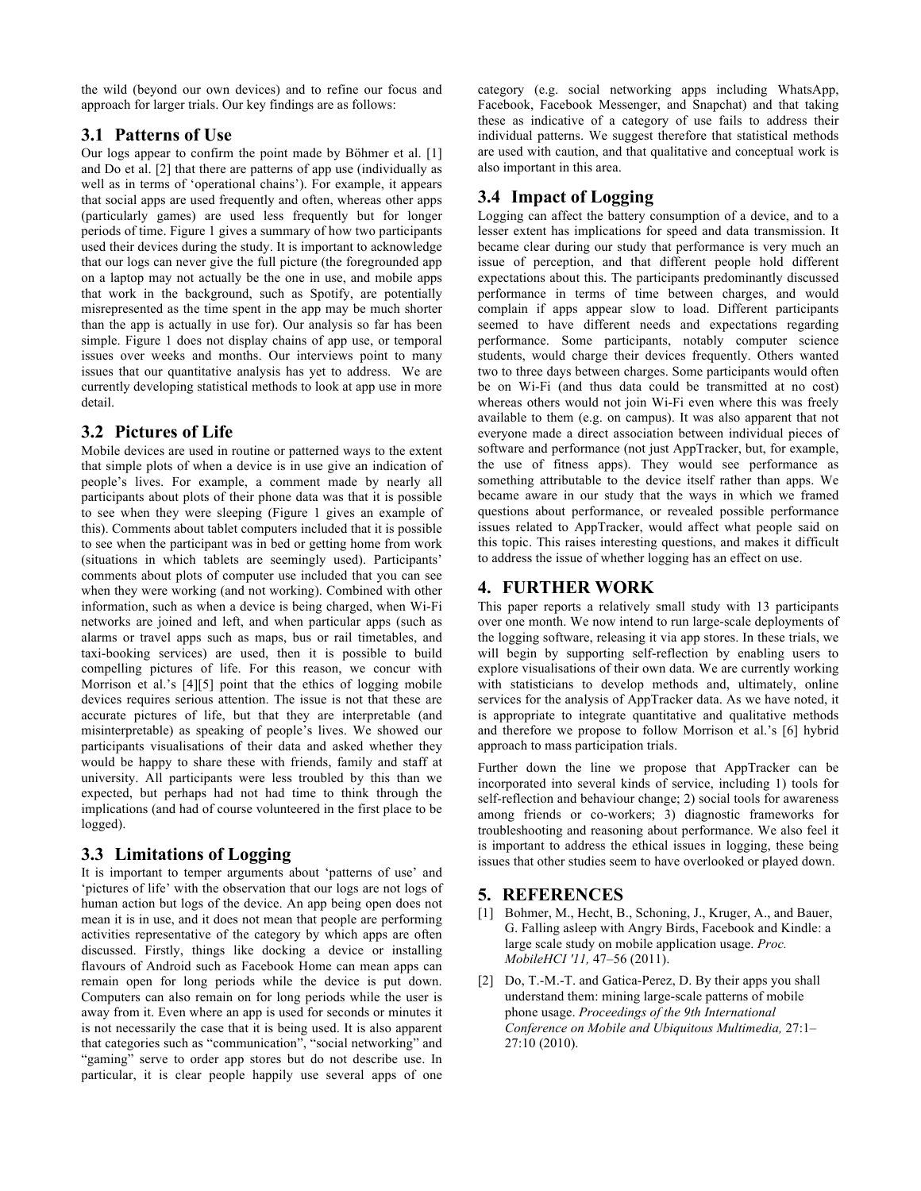the wild (beyond our own devices) and to refine our focus and approach for larger trials. Our key findings are as follows:

### 3.1 Patterns of Use

Our logs appear to confirm the point made by Böhmer et al. [1] and Do et al. [2] that there are patterns of app use (individually as well as in terms of 'operational chains'). For example, it appears that social apps are used frequently and often, whereas other apps (particularly games) are used less frequently but for longer periods of time. Figure 1 gives a summary of how two participants used their devices during the study. It is important to acknowledge that our logs can never give the full picture (the foregrounded app on a laptop may not actually be the one in use, and mobile apps that work in the background, such as Spotify, are potentially misrepresented as the time spent in the app may be much shorter than the app is actually in use for). Our analysis so far has been simple. Figure 1 does not display chains of app use, or temporal issues over weeks and months. Our interviews point to many issues that our quantitative analysis has yet to address. We are currently developing statistical methods to look at app use in more detail.

### 3.2 Pictures of Life

Mobile devices are used in routine or patterned ways to the extent that simple plots of when a device is in use give an indication of people's lives. For example, a comment made by nearly all participants about plots of their phone data was that it is possible to see when they were sleeping (Figure 1 gives an example of this). Comments about tablet computers included that it is possible to see when the participant was in bed or getting home from work (situations in which tablets are seemingly used). Participants' comments about plots of computer use included that you can see when they were working (and not working). Combined with other information, such as when a device is being charged, when Wi-Fi networks are joined and left, and when particular apps (such as alarms or travel apps such as maps, bus or rail timetables, and taxi-booking services) are used, then it is possible to build compelling pictures of life. For this reason, we concur with Morrison et al.'s [4][5] point that the ethics of logging mobile devices requires serious attention. The issue is not that these are accurate pictures of life, but that they are interpretable (and misinterpretable) as speaking of people's lives. We showed our participants visualisations of their data and asked whether they would be happy to share these with friends, family and staff at university. All participants were less troubled by this than we expected, but perhaps had not had time to think through the implications (and had of course volunteered in the first place to be logged).

### 3.3 Limitations of Logging

It is important to temper arguments about 'patterns of use' and 'pictures of life' with the observation that our logs are not logs of human action but logs of the device. An app being open does not mean it is in use, and it does not mean that people are performing activities representative of the category by which apps are often discussed. Firstly, things like docking a device or installing flavours of Android such as Facebook Home can mean apps can remain open for long periods while the device is put down. Computers can also remain on for long periods while the user is away from it. Even where an app is used for seconds or minutes it is not necessarily the case that it is being used. It is also apparent that categories such as "communication", "social networking" and "gaming" serve to order app stores but do not describe use. In particular, it is clear people happily use several apps of one category (e.g. social networking apps including WhatsApp, Facebook, Facebook Messenger, and Snapchat) and that taking these as indicative of a category of use fails to address their individual patterns. We suggest therefore that statistical methods are used with caution, and that qualitative and conceptual work is also important in this area.

### 3.4 Impact of Logging

Logging can affect the battery consumption of a device, and to a lesser extent has implications for speed and data transmission. It became clear during our study that performance is very much an issue of perception, and that different people hold different expectations about this. The participants predominantly discussed performance in terms of time between charges, and would complain if apps appear slow to load. Different participants seemed to have different needs and expectations regarding performance. Some participants, notably computer science students, would charge their devices frequently. Others wanted two to three days between charges. Some participants would often be on Wi-Fi (and thus data could be transmitted at no cost) whereas others would not join Wi-Fi even where this was freely available to them (e.g. on campus). It was also apparent that not everyone made a direct association between individual pieces of software and performance (not just AppTracker, but, for example, the use of fitness apps). They would see performance as something attributable to the device itself rather than apps. We became aware in our study that the ways in which we framed questions about performance, or revealed possible performance issues related to AppTracker, would affect what people said on this topic. This raises interesting questions, and makes it difficult to address the issue of whether logging has an effect on use.

## 4. FURTHER WORK

This paper reports a relatively small study with 13 participants over one month. We now intend to run large-scale deployments of the logging software, releasing it via app stores. In these trials, we will begin by supporting self-reflection by enabling users to explore visualisations of their own data. We are currently working with statisticians to develop methods and, ultimately, online services for the analysis of AppTracker data. As we have noted, it is appropriate to integrate quantitative and qualitative methods and therefore we propose to follow Morrison et al.'s [6] hybrid approach to mass participation trials.

Further down the line we propose that AppTracker can be incorporated into several kinds of service, including 1) tools for self-reflection and behaviour change; 2) social tools for awareness among friends or co-workers; 3) diagnostic frameworks for troubleshooting and reasoning about performance. We also feel it is important to address the ethical issues in logging, these being issues that other studies seem to have overlooked or played down.

## 5. REFERENCES

[1] Bohmer, M., Hecht, B., Schoning, J., Kruger, A., and Bauer, G. Falling asleep with Angry Birds, Facebook and Kindle: a large scale study on mobile application usage. *Proc. MobileHCI '11,* 47–56 (2011).

[2] Do, T.-M.-T. and Gatica-Perez, D. By their apps you shall understand them: mining large-scale patterns of mobile phone usage. *Proceedings of the 9th International Conference on Mobile and Ubiquitous Multimedia,* 27:1–27:10 (2010).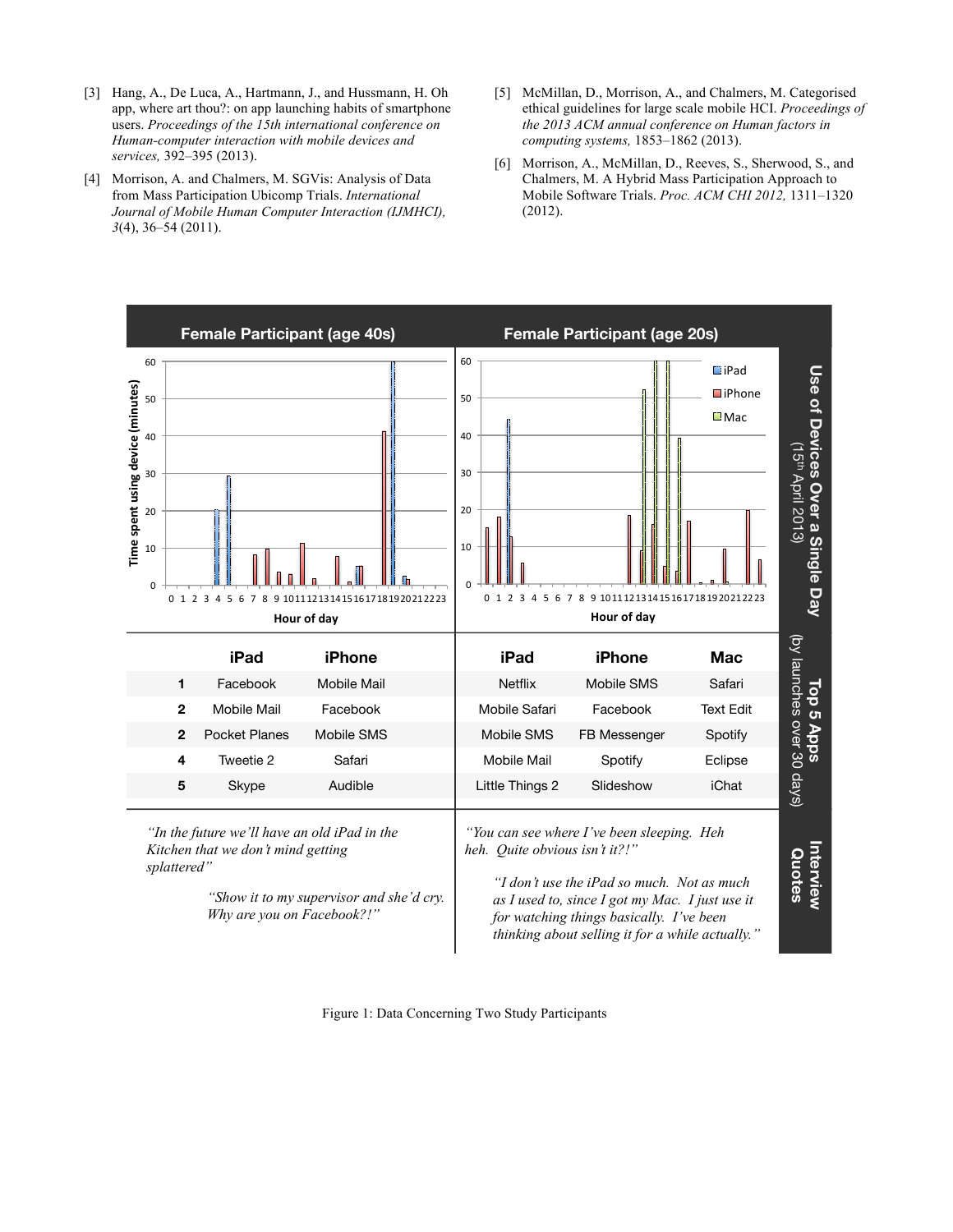[3] Hang, A., De Luca, A., Hartmann, J., and Hussmann, H. Oh app, where art thou?: on app launching habits of smartphone users. *Proceedings of the 15th international conference on Human-computer interaction with mobile devices and services,* 392–395 (2013).

[4] Morrison, A. and Chalmers, M. SGVis: Analysis of Data from Mass Participation Ubicomp Trials. *International Journal of Mobile Human Computer Interaction (IJMHCI), 3*(4), 36–54 (2011).

[5] McMillan, D., Morrison, A., and Chalmers, M. Categorised ethical guidelines for large scale mobile HCI. *Proceedings of the 2013 ACM annual conference on Human factors in computing systems,* 1853–1862 (2013).

[6] Morrison, A., McMillan, D., Reeves, S., Sherwood, S., and Chalmers, M. A Hybrid Mass Participation Approach to Mobile Software Trials. *Proc. ACM CHI 2012,* 1311–1320 (2012).

**Female Participant (age 40s)**

**Female Participant (age 20s)**

**Use of Devices Over a Single Day** (15th April 2013)

Time spent using device (minutes)

0 10 20 30 40 50 60

Hour of day

0 1 2 3 4 5 6 7 8 9 10 11 12 13 14 15 16 17 18 19 20 21 22 23

iPad

iPhone

Mac

**Top 5 Apps** (by launches over 30 days)

| | iPad | iPhone | iPad | iPhone | Mac |
|---|---|---|---|---|---|
| 1 | Facebook | Mobile Mail | Netflix | Mobile SMS | Safari |
| 2 | Mobile Mail | Facebook | Mobile Safari | Facebook | Text Edit |
| 2 | Pocket Planes | Mobile SMS | Mobile SMS | FB Messenger | Spotify |
| 4 | Tweetie 2 | Safari | Mobile Mail | Spotify | Eclipse |
| 5 | Skype | Audible | Little Things 2 | Slideshow | iChat |

**Interview Quotes**

Female Participant (age 40s):

*"In the future we'll have an old iPad in the Kitchen that we don't mind getting splattered"*

*"Show it to my supervisor and she'd cry. Why are you on Facebook?!"*

Female Participant (age 20s):

*"You can see where I've been sleeping. Heh heh. Quite obvious isn't it?!"*

*"I don't use the iPad so much. Not as much as I used to, since I got my Mac. I just use it for watching things basically. I've been thinking about selling it for a while actually."*

Figure 1: Data Concerning Two Study Participants